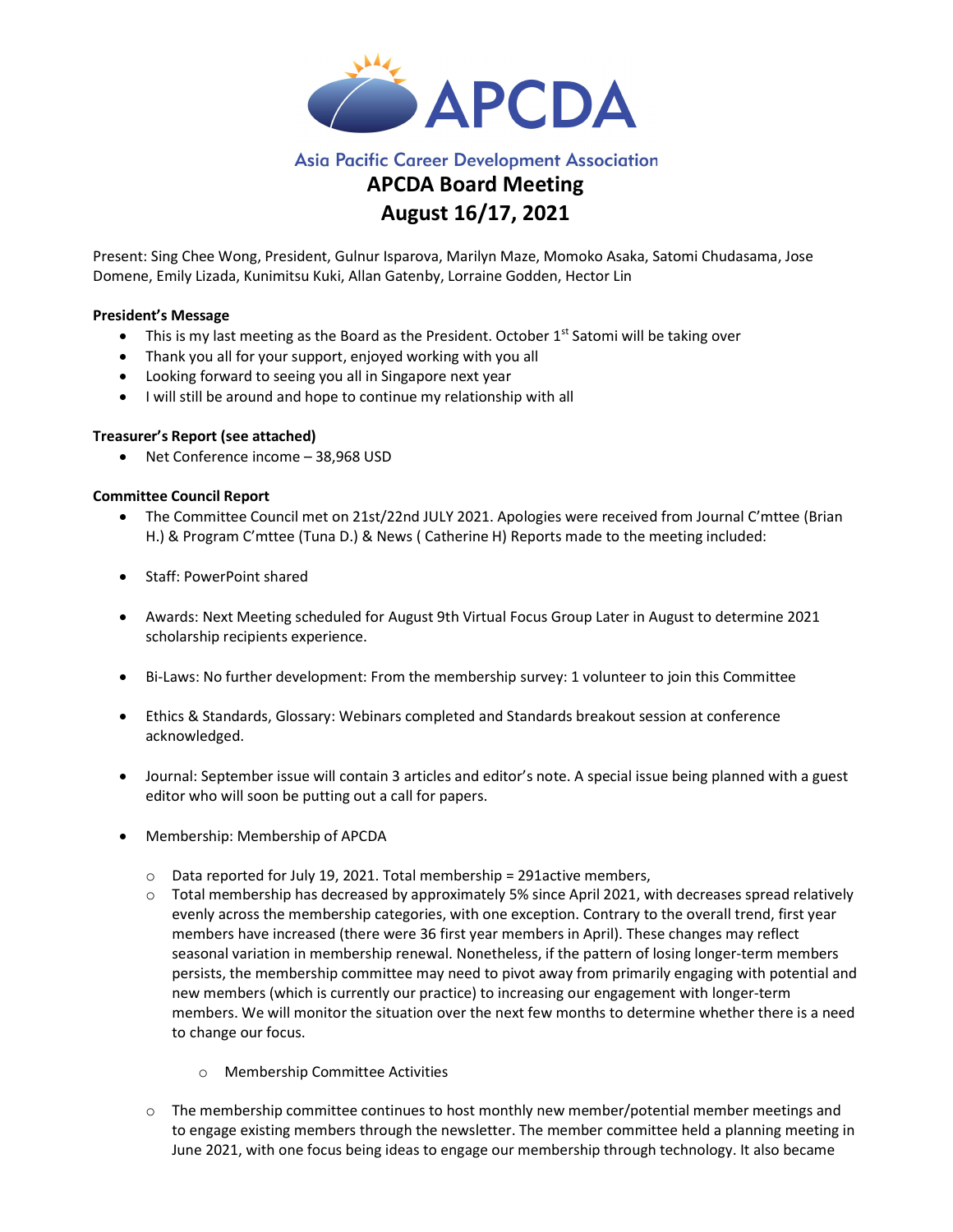**Asia Pacific Career Development Association**

# APCDA Board Meeting
## August 16/17, 2021

Present: Sing Chee Wong, President, Gulnur Isparova, Marilyn Maze, Momoko Asaka, Satomi Chudasama, Jose Domene, Emily Lizada, Kunimitsu Kuki, Allan Gatenby, Lorraine Godden, Hector Lin

**President's Message**

- This is my last meeting as the Board as the President. October 1st Satomi will be taking over
- Thank you all for your support, enjoyed working with you all
- Looking forward to seeing you all in Singapore next year
- I will still be around and hope to continue my relationship with all

**Treasurer's Report (see attached)**

- Net Conference income – 38,968 USD

**Committee Council Report**

- The Committee Council met on 21st/22nd JULY 2021. Apologies were received from Journal C'mttee (Brian H.) & Program C'mttee (Tuna D.) & News ( Catherine H) Reports made to the meeting included:

- Staff: PowerPoint shared

- Awards: Next Meeting scheduled for August 9th Virtual Focus Group Later in August to determine 2021 scholarship recipients experience.

- Bi-Laws: No further development: From the membership survey: 1 volunteer to join this Committee

- Ethics & Standards, Glossary: Webinars completed and Standards breakout session at conference acknowledged.

- Journal: September issue will contain 3 articles and editor's note. A special issue being planned with a guest editor who will soon be putting out a call for papers.

- Membership: Membership of APCDA
  - Data reported for July 19, 2021. Total membership = 291active members,
  - Total membership has decreased by approximately 5% since April 2021, with decreases spread relatively evenly across the membership categories, with one exception. Contrary to the overall trend, first year members have increased (there were 36 first year members in April). These changes may reflect seasonal variation in membership renewal. Nonetheless, if the pattern of losing longer-term members persists, the membership committee may need to pivot away from primarily engaging with potential and new members (which is currently our practice) to increasing our engagement with longer-term members. We will monitor the situation over the next few months to determine whether there is a need to change our focus.
    - Membership Committee Activities
  - The membership committee continues to host monthly new member/potential member meetings and to engage existing members through the newsletter. The member committee held a planning meeting in June 2021, with one focus being ideas to engage our membership through technology. It also became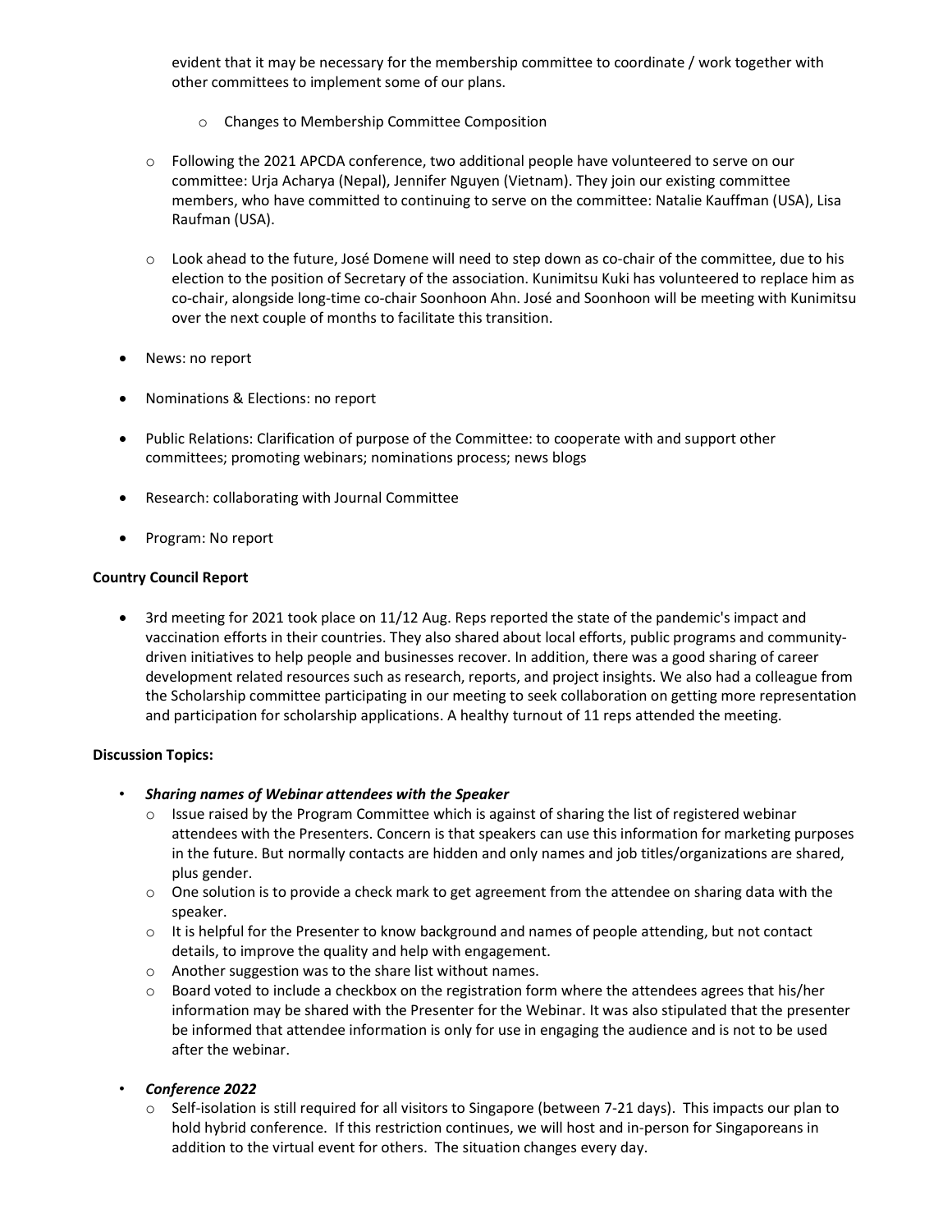evident that it may be necessary for the membership committee to coordinate / work together with other committees to implement some of our plans.

  - Changes to Membership Committee Composition

- Following the 2021 APCDA conference, two additional people have volunteered to serve on our committee: Urja Acharya (Nepal), Jennifer Nguyen (Vietnam). They join our existing committee members, who have committed to continuing to serve on the committee: Natalie Kauffman (USA), Lisa Raufman (USA).

- Look ahead to the future, José Domene will need to step down as co-chair of the committee, due to his election to the position of Secretary of the association. Kunimitsu Kuki has volunteered to replace him as co-chair, alongside long-time co-chair Soonhoon Ahn. José and Soonhoon will be meeting with Kunimitsu over the next couple of months to facilitate this transition.

- News: no report

- Nominations & Elections: no report

- Public Relations: Clarification of purpose of the Committee: to cooperate with and support other committees; promoting webinars; nominations process; news blogs

- Research: collaborating with Journal Committee

- Program: No report

**Country Council Report**

- 3rd meeting for 2021 took place on 11/12 Aug. Reps reported the state of the pandemic's impact and vaccination efforts in their countries. They also shared about local efforts, public programs and community-driven initiatives to help people and businesses recover. In addition, there was a good sharing of career development related resources such as research, reports, and project insights. We also had a colleague from the Scholarship committee participating in our meeting to seek collaboration on getting more representation and participation for scholarship applications. A healthy turnout of 11 reps attended the meeting.

**Discussion Topics:**

- ***Sharing names of Webinar attendees with the Speaker***
  - Issue raised by the Program Committee which is against of sharing the list of registered webinar attendees with the Presenters. Concern is that speakers can use this information for marketing purposes in the future. But normally contacts are hidden and only names and job titles/organizations are shared, plus gender.
  - One solution is to provide a check mark to get agreement from the attendee on sharing data with the speaker.
  - It is helpful for the Presenter to know background and names of people attending, but not contact details, to improve the quality and help with engagement.
  - Another suggestion was to the share list without names.
  - Board voted to include a checkbox on the registration form where the attendees agrees that his/her information may be shared with the Presenter for the Webinar. It was also stipulated that the presenter be informed that attendee information is only for use in engaging the audience and is not to be used after the webinar.

- ***Conference 2022***
  - Self-isolation is still required for all visitors to Singapore (between 7-21 days). This impacts our plan to hold hybrid conference. If this restriction continues, we will host and in-person for Singaporeans in addition to the virtual event for others. The situation changes every day.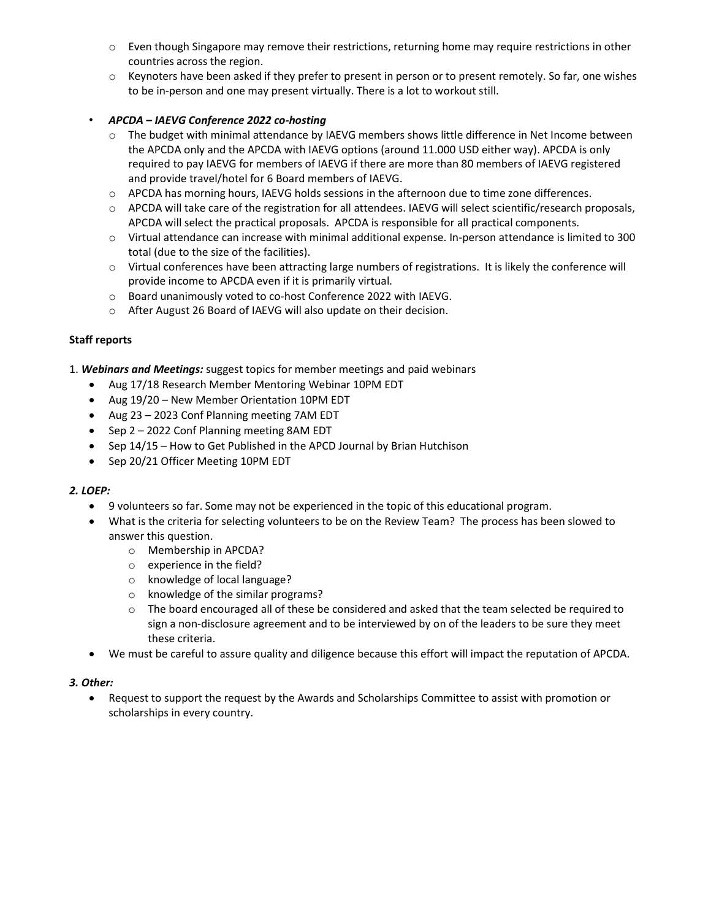- Even though Singapore may remove their restrictions, returning home may require restrictions in other countries across the region.
- Keynoters have been asked if they prefer to present in person or to present remotely. So far, one wishes to be in-person and one may present virtually. There is a lot to workout still.

- ***APCDA – IAEVG Conference 2022 co-hosting***
  - The budget with minimal attendance by IAEVG members shows little difference in Net Income between the APCDA only and the APCDA with IAEVG options (around 11.000 USD either way). APCDA is only required to pay IAEVG for members of IAEVG if there are more than 80 members of IAEVG registered and provide travel/hotel for 6 Board members of IAEVG.
  - APCDA has morning hours, IAEVG holds sessions in the afternoon due to time zone differences.
  - APCDA will take care of the registration for all attendees. IAEVG will select scientific/research proposals, APCDA will select the practical proposals. APCDA is responsible for all practical components.
  - Virtual attendance can increase with minimal additional expense. In-person attendance is limited to 300 total (due to the size of the facilities).
  - Virtual conferences have been attracting large numbers of registrations. It is likely the conference will provide income to APCDA even if it is primarily virtual.
  - Board unanimously voted to co-host Conference 2022 with IAEVG.
  - After August 26 Board of IAEVG will also update on their decision.

**Staff reports**

1. ***Webinars and Meetings:*** suggest topics for member meetings and paid webinars
   - Aug 17/18 Research Member Mentoring Webinar 10PM EDT
   - Aug 19/20 – New Member Orientation 10PM EDT
   - Aug 23 – 2023 Conf Planning meeting 7AM EDT
   - Sep 2 – 2022 Conf Planning meeting 8AM EDT
   - Sep 14/15 – How to Get Published in the APCD Journal by Brian Hutchison
   - Sep 20/21 Officer Meeting 10PM EDT

***2. LOEP:***

- 9 volunteers so far. Some may not be experienced in the topic of this educational program.
- What is the criteria for selecting volunteers to be on the Review Team? The process has been slowed to answer this question.
  - Membership in APCDA?
  - experience in the field?
  - knowledge of local language?
  - knowledge of the similar programs?
  - The board encouraged all of these be considered and asked that the team selected be required to sign a non-disclosure agreement and to be interviewed by on of the leaders to be sure they meet these criteria.
- We must be careful to assure quality and diligence because this effort will impact the reputation of APCDA.

***3. Other:***

- Request to support the request by the Awards and Scholarships Committee to assist with promotion or scholarships in every country.